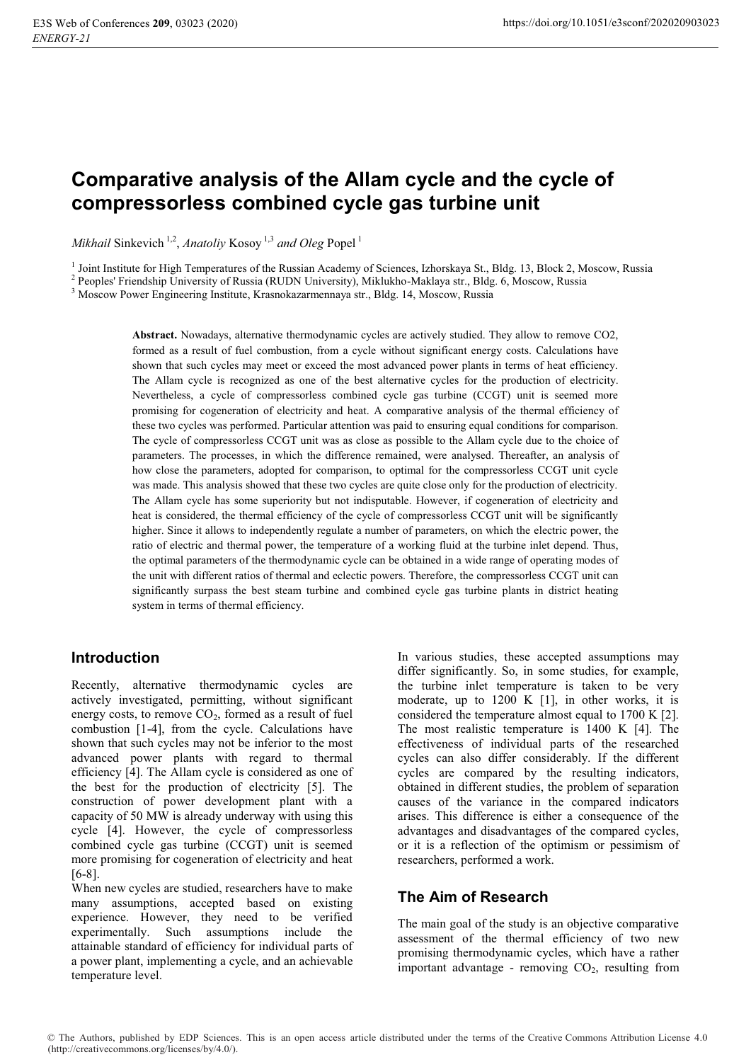# Comparative analysis of the Allam cycle and the cycle of compressorless combined cycle gas turbine unit

*Mikhail* Sinkevich [1,2], *Anatoliy* Kosoy [1,3] *and Oleg* Popel [1]

[1] Joint Institute for High Temperatures of the Russian Academy of Sciences, Izhorskaya St., Bldg. 13, Block 2, Moscow, Russia
[2] Peoples' Friendship University of Russia (RUDN University), Miklukho-Maklaya str., Bldg. 6, Moscow, Russia
[3] Moscow Power Engineering Institute, Krasnokazarmennaya str., Bldg. 14, Moscow, Russia

**Abstract.** Nowadays, alternative thermodynamic cycles are actively studied. They allow to remove CO2, formed as a result of fuel combustion, from a cycle without significant energy costs. Calculations have shown that such cycles may meet or exceed the most advanced power plants in terms of heat efficiency. The Allam cycle is recognized as one of the best alternative cycles for the production of electricity. Nevertheless, a cycle of compressorless combined cycle gas turbine (CCGT) unit is seemed more promising for cogeneration of electricity and heat. A comparative analysis of the thermal efficiency of these two cycles was performed. Particular attention was paid to ensuring equal conditions for comparison. The cycle of compressorless CCGT unit was as close as possible to the Allam cycle due to the choice of parameters. The processes, in which the difference remained, were analysed. Thereafter, an analysis of how close the parameters, adopted for comparison, to optimal for the compressorless CCGT unit cycle was made. This analysis showed that these two cycles are quite close only for the production of electricity. The Allam cycle has some superiority but not indisputable. However, if cogeneration of electricity and heat is considered, the thermal efficiency of the cycle of compressorless CCGT unit will be significantly higher. Since it allows to independently regulate a number of parameters, on which the electric power, the ratio of electric and thermal power, the temperature of a working fluid at the turbine inlet depend. Thus, the optimal parameters of the thermodynamic cycle can be obtained in a wide range of operating modes of the unit with different ratios of thermal and eclectic powers. Therefore, the compressorless CCGT unit can significantly surpass the best steam turbine and combined cycle gas turbine plants in district heating system in terms of thermal efficiency.

## Introduction

Recently, alternative thermodynamic cycles are actively investigated, permitting, without significant energy costs, to remove $CO_2$, formed as a result of fuel combustion [1-4], from the cycle. Calculations have shown that such cycles may not be inferior to the most advanced power plants with regard to thermal efficiency [4]. The Allam cycle is considered as one of the best for the production of electricity [5]. The construction of power development plant with a capacity of 50 MW is already underway with using this cycle [4]. However, the cycle of compressorless combined cycle gas turbine (CCGT) unit is seemed more promising for cogeneration of electricity and heat [6-8].

When new cycles are studied, researchers have to make many assumptions, accepted based on existing experience. However, they need to be verified experimentally. Such assumptions include the attainable standard of efficiency for individual parts of a power plant, implementing a cycle, and an achievable temperature level.

In various studies, these accepted assumptions may differ significantly. So, in some studies, for example, the turbine inlet temperature is taken to be very moderate, up to 1200 K [1], in other works, it is considered the temperature almost equal to 1700 K [2]. The most realistic temperature is 1400 K [4]. The effectiveness of individual parts of the researched cycles can also differ considerably. If the different cycles are compared by the resulting indicators, obtained in different studies, the problem of separation causes of the variance in the compared indicators arises. This difference is either a consequence of the advantages and disadvantages of the compared cycles, or it is a reflection of the optimism or pessimism of researchers, performed a work.

## The Aim of Research

The main goal of the study is an objective comparative assessment of the thermal efficiency of two new promising thermodynamic cycles, which have a rather important advantage - removing $CO_2$, resulting from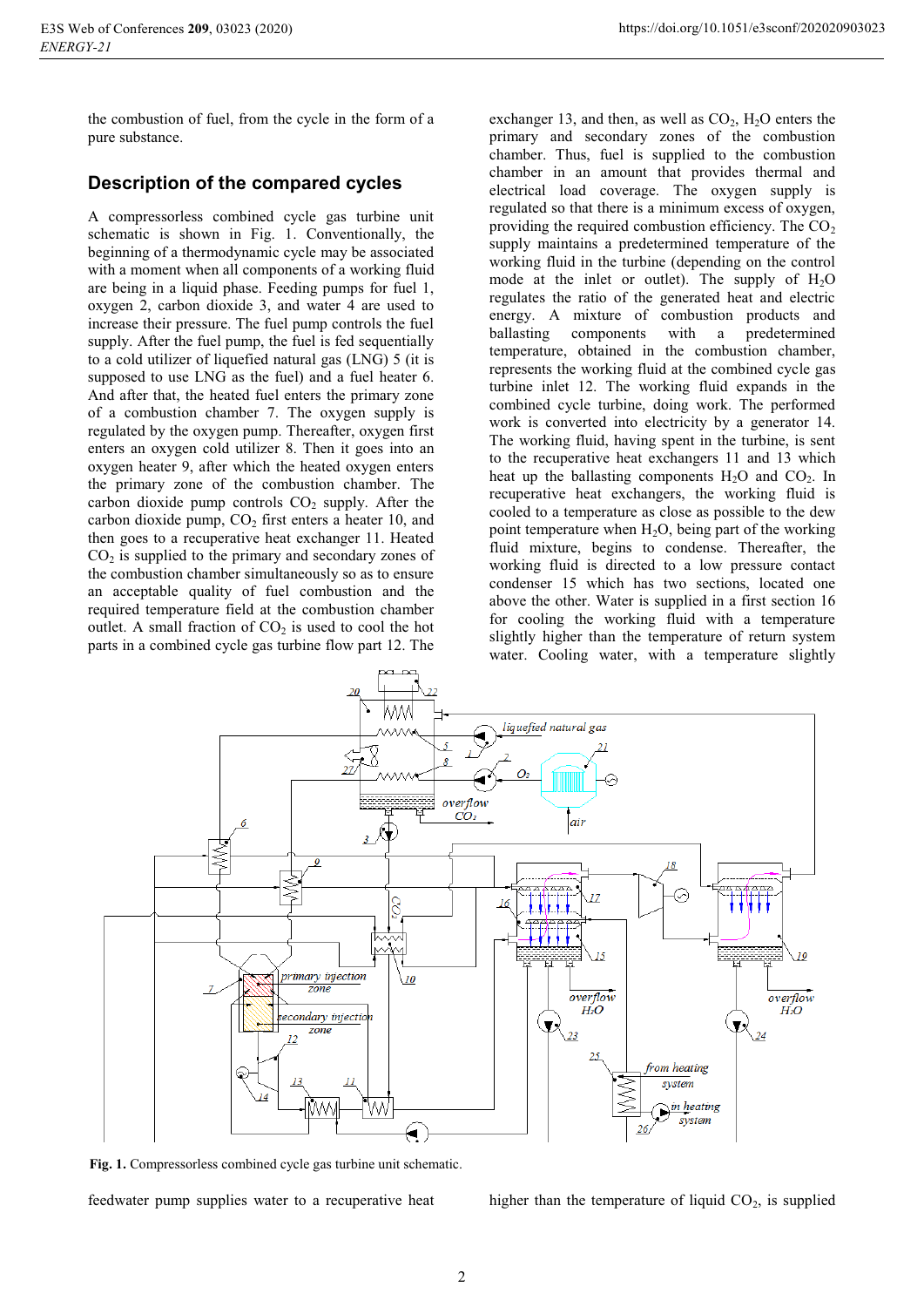the combustion of fuel, from the cycle in the form of a pure substance.

## Description of the compared cycles

A compressorless combined cycle gas turbine unit schematic is shown in Fig. 1. Conventionally, the beginning of a thermodynamic cycle may be associated with a moment when all components of a working fluid are being in a liquid phase. Feeding pumps for fuel 1, oxygen 2, carbon dioxide 3, and water 4 are used to increase their pressure. The fuel pump controls the fuel supply. After the fuel pump, the fuel is fed sequentially to a cold utilizer of liquefied natural gas (LNG) 5 (it is supposed to use LNG as the fuel) and a fuel heater 6. And after that, the heated fuel enters the primary zone of a combustion chamber 7. The oxygen supply is regulated by the oxygen pump. Thereafter, oxygen first enters an oxygen cold utilizer 8. Then it goes into an oxygen heater 9, after which the heated oxygen enters the primary zone of the combustion chamber. The carbon dioxide pump controls $CO_2$ supply. After the carbon dioxide pump, $CO_2$ first enters a heater 10, and then goes to a recuperative heat exchanger 11. Heated $CO_2$ is supplied to the primary and secondary zones of the combustion chamber simultaneously so as to ensure an acceptable quality of fuel combustion and the required temperature field at the combustion chamber outlet. A small fraction of $CO_2$ is used to cool the hot parts in a combined cycle gas turbine flow part 12. The feedwater pump supplies water to a recuperative heat exchanger 13, and then, as well as $CO_2$, $H_2O$ enters the primary and secondary zones of the combustion chamber. Thus, fuel is supplied to the combustion chamber in an amount that provides thermal and electrical load coverage. The oxygen supply is regulated so that there is a minimum excess of oxygen, providing the required combustion efficiency. The $CO_2$ supply maintains a predetermined temperature of the working fluid in the turbine (depending on the control mode at the inlet or outlet). The supply of $H_2O$ regulates the ratio of the generated heat and electric energy. A mixture of combustion products and ballasting components with a predetermined temperature, obtained in the combustion chamber, represents the working fluid at the combined cycle gas turbine inlet 12. The working fluid expands in the combined cycle turbine, doing work. The performed work is converted into electricity by a generator 14. The working fluid, having spent in the turbine, is sent to the recuperative heat exchangers 11 and 13 which heat up the ballasting components $H_2O$ and $CO_2$. In recuperative heat exchangers, the working fluid is cooled to a temperature as close as possible to the dew point temperature when $H_2O$, being part of the working fluid mixture, begins to condense. Thereafter, the working fluid is directed to a low pressure contact condenser 15 which has two sections, located one above the other. Water is supplied in a first section 16 for cooling the working fluid with a temperature slightly higher than the temperature of return system water. Cooling water, with a temperature slightly higher than the temperature of liquid $CO_2$, is supplied

**Fig. 1.** Compressorless combined cycle gas turbine unit schematic.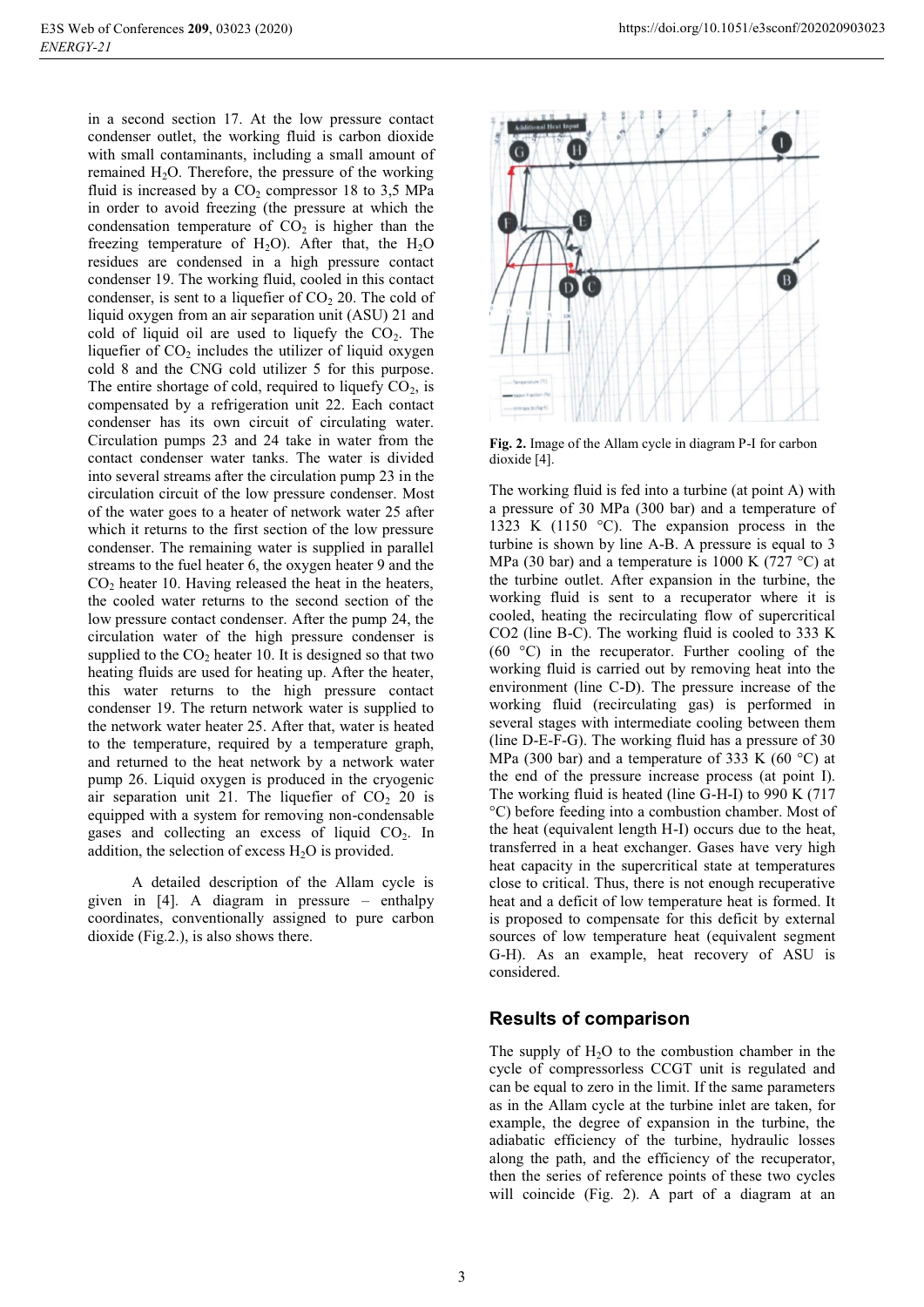in a second section 17. At the low pressure contact condenser outlet, the working fluid is carbon dioxide with small contaminants, including a small amount of remained $H_2O$. Therefore, the pressure of the working fluid is increased by a $CO_2$ compressor 18 to 3,5 MPa in order to avoid freezing (the pressure at which the condensation temperature of $CO_2$ is higher than the freezing temperature of $H_2O$). After that, the $H_2O$ residues are condensed in a high pressure contact condenser 19. The working fluid, cooled in this contact condenser, is sent to a liquefier of $CO_2$ 20. The cold of liquid oxygen from an air separation unit (ASU) 21 and cold of liquid oil are used to liquefy the $CO_2$. The liquefier of $CO_2$ includes the utilizer of liquid oxygen cold 8 and the CNG cold utilizer 5 for this purpose. The entire shortage of cold, required to liquefy $CO_2$, is compensated by a refrigeration unit 22. Each contact condenser has its own circuit of circulating water. Circulation pumps 23 and 24 take in water from the contact condenser water tanks. The water is divided into several streams after the circulation pump 23 in the circulation circuit of the low pressure condenser. Most of the water goes to a heater of network water 25 after which it returns to the first section of the low pressure condenser. The remaining water is supplied in parallel streams to the fuel heater 6, the oxygen heater 9 and the $CO_2$ heater 10. Having released the heat in the heaters, the cooled water returns to the second section of the low pressure contact condenser. After the pump 24, the circulation water of the high pressure condenser is supplied to the $CO_2$ heater 10. It is designed so that two heating fluids are used for heating up. After the heater, this water returns to the high pressure contact condenser 19. The return network water is supplied to the network water heater 25. After that, water is heated to the temperature, required by a temperature graph, and returned to the heat network by a network water pump 26. Liquid oxygen is produced in the cryogenic air separation unit 21. The liquefier of $CO_2$ 20 is equipped with a system for removing non-condensable gases and collecting an excess of liquid $CO_2$. In addition, the selection of excess $H_2O$ is provided.

A detailed description of the Allam cycle is given in [4]. A diagram in pressure – enthalpy coordinates, conventionally assigned to pure carbon dioxide (Fig.2.), is also shows there.

**Fig. 2.** Image of the Allam cycle in diagram P-I for carbon dioxide [4].

The working fluid is fed into a turbine (at point A) with a pressure of 30 MPa (300 bar) and a temperature of 1323 K (1150 °C). The expansion process in the turbine is shown by line A-B. A pressure is equal to 3 MPa (30 bar) and a temperature is 1000 K (727 °C) at the turbine outlet. After expansion in the turbine, the working fluid is sent to a recuperator where it is cooled, heating the recirculating flow of supercritical CO2 (line B-C). The working fluid is cooled to 333 K (60 °C) in the recuperator. Further cooling of the working fluid is carried out by removing heat into the environment (line C-D). The pressure increase of the working fluid (recirculating gas) is performed in several stages with intermediate cooling between them (line D-E-F-G). The working fluid has a pressure of 30 MPa (300 bar) and a temperature of 333 K (60 °C) at the end of the pressure increase process (at point I). The working fluid is heated (line G-H-I) to 990 K (717 °C) before feeding into a combustion chamber. Most of the heat (equivalent length H-I) occurs due to the heat, transferred in a heat exchanger. Gases have very high heat capacity in the supercritical state at temperatures close to critical. Thus, there is not enough recuperative heat and a deficit of low temperature heat is formed. It is proposed to compensate for this deficit by external sources of low temperature heat (equivalent segment G-H). As an example, heat recovery of ASU is considered.

## Results of comparison

The supply of $H_2O$ to the combustion chamber in the cycle of compressorless CCGT unit is regulated and can be equal to zero in the limit. If the same parameters as in the Allam cycle at the turbine inlet are taken, for example, the degree of expansion in the turbine, the adiabatic efficiency of the turbine, hydraulic losses along the path, and the efficiency of the recuperator, then the series of reference points of these two cycles will coincide (Fig. 2). A part of a diagram at an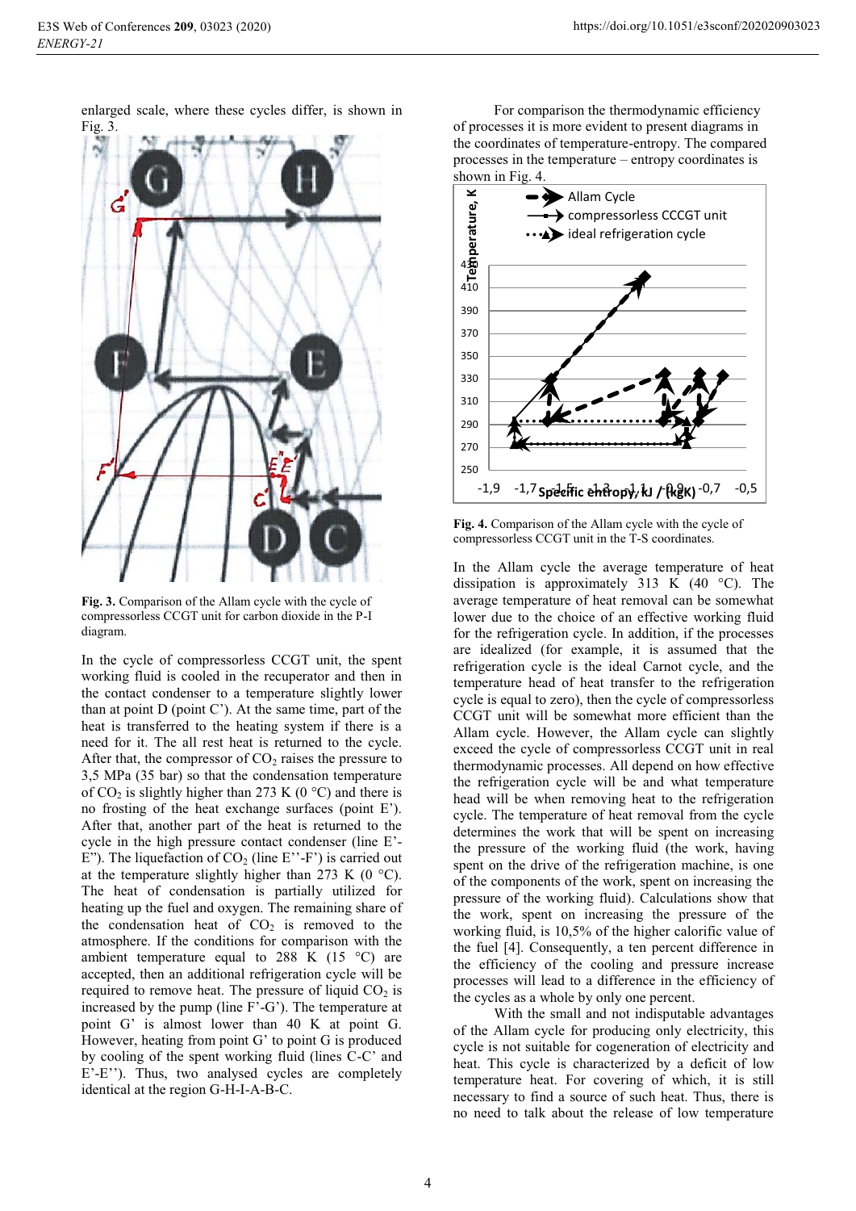enlarged scale, where these cycles differ, is shown in Fig. 3.

**Fig. 3.** Comparison of the Allam cycle with the cycle of compressorless CCGT unit for carbon dioxide in the P-I diagram.

In the cycle of compressorless CCGT unit, the spent working fluid is cooled in the recuperator and then in the contact condenser to a temperature slightly lower than at point D (point C'). At the same time, part of the heat is transferred to the heating system if there is a need for it. The all rest heat is returned to the cycle. After that, the compressor of $CO_2$ raises the pressure to 3,5 MPa (35 bar) so that the condensation temperature of $CO_2$ is slightly higher than 273 K (0 °C) and there is no frosting of the heat exchange surfaces (point E'). After that, another part of the heat is returned to the cycle in the high pressure contact condenser (line E'-E''). The liquefaction of $CO_2$ (line E''-F') is carried out at the temperature slightly higher than 273 K (0 °C). The heat of condensation is partially utilized for heating up the fuel and oxygen. The remaining share of the condensation heat of $CO_2$ is removed to the atmosphere. If the conditions for comparison with the ambient temperature equal to 288 K (15 °C) are accepted, then an additional refrigeration cycle will be required to remove heat. The pressure of liquid $CO_2$ is increased by the pump (line F'-G'). The temperature at point G' is almost lower than 40 K at point G. However, heating from point G' to point G is produced by cooling of the spent working fluid (lines C-C' and E'-E''). Thus, two analysed cycles are completely identical at the region G-H-I-A-B-C.

For comparison the thermodynamic efficiency of processes it is more evident to present diagrams in the coordinates of temperature-entropy. The compared processes in the temperature – entropy coordinates is shown in Fig. 4.

**Fig. 4.** Comparison of the Allam cycle with the cycle of compressorless CCGT unit in the T-S coordinates.

In the Allam cycle the average temperature of heat dissipation is approximately 313 K (40 °C). The average temperature of heat removal can be somewhat lower due to the choice of an effective working fluid for the refrigeration cycle. In addition, if the processes are idealized (for example, it is assumed that the refrigeration cycle is the ideal Carnot cycle, and the temperature head of heat transfer to the refrigeration cycle is equal to zero), then the cycle of compressorless CCGT unit will be somewhat more efficient than the Allam cycle. However, the Allam cycle can slightly exceed the cycle of compressorless CCGT unit in real thermodynamic processes. All depend on how effective the refrigeration cycle will be and what temperature head will be when removing heat to the refrigeration cycle. The temperature of heat removal from the cycle determines the work that will be spent on increasing the pressure of the working fluid (the work, having spent on the drive of the refrigeration machine, is one of the components of the work, spent on increasing the pressure of the working fluid). Calculations show that the work, spent on increasing the pressure of the working fluid, is 10,5% of the higher calorific value of the fuel [4]. Consequently, a ten percent difference in the efficiency of the cooling and pressure increase processes will lead to a difference in the efficiency of the cycles as a whole by only one percent.

With the small and not indisputable advantages of the Allam cycle for producing only electricity, this cycle is not suitable for cogeneration of electricity and heat. This cycle is characterized by a deficit of low temperature heat. For covering of which, it is still necessary to find a source of such heat. Thus, there is no need to talk about the release of low temperature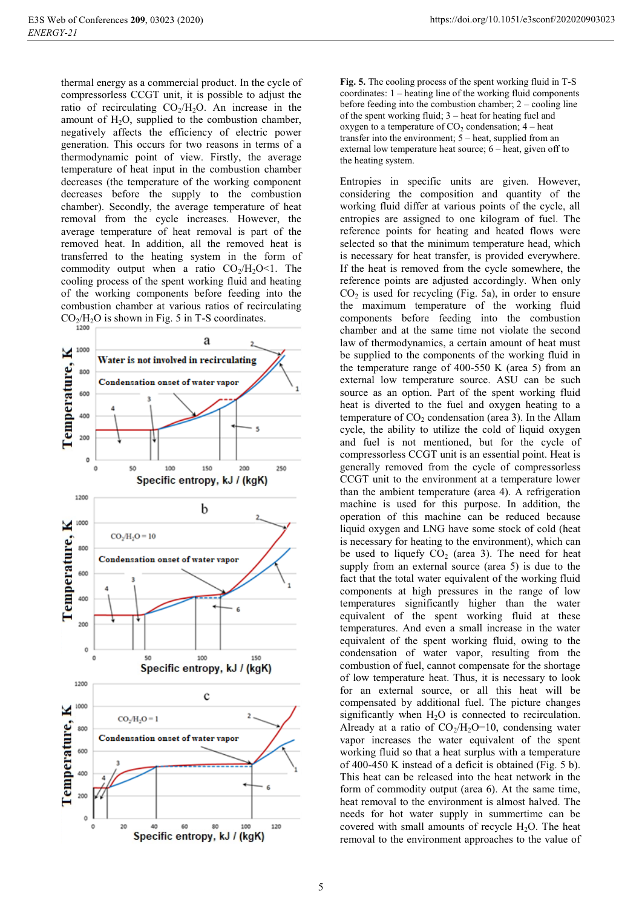thermal energy as a commercial product. In the cycle of compressorless CCGT unit, it is possible to adjust the ratio of recirculating $CO_2/H_2O$. An increase in the amount of $H_2O$, supplied to the combustion chamber, negatively affects the efficiency of electric power generation. This occurs for two reasons in terms of a thermodynamic point of view. Firstly, the average temperature of heat input in the combustion chamber decreases (the temperature of the working component decreases before the supply to the combustion chamber). Secondly, the average temperature of heat removal from the cycle increases. However, the average temperature of heat removal is part of the removed heat. In addition, all the removed heat is transferred to the heating system in the form of commodity output when a ratio $CO_2/H_2O<1$. The cooling process of the spent working fluid and heating of the working components before feeding into the combustion chamber at various ratios of recirculating $CO_2/H_2O$ is shown in Fig. 5 in T-S coordinates.

**Fig. 5.** The cooling process of the spent working fluid in T-S coordinates: 1 – heating line of the working fluid components before feeding into the combustion chamber; 2 – cooling line of the spent working fluid; 3 – heat for heating fuel and oxygen to a temperature of $CO_2$ condensation; 4 – heat transfer into the environment; 5 – heat, supplied from an external low temperature heat source; 6 – heat, given off to the heating system.

Entropies in specific units are given. However, considering the composition and quantity of the working fluid differ at various points of the cycle, all entropies are assigned to one kilogram of fuel. The reference points for heating and heated flows were selected so that the minimum temperature head, which is necessary for heat transfer, is provided everywhere. If the heat is removed from the cycle somewhere, the reference points are adjusted accordingly. When only $CO_2$ is used for recycling (Fig. 5a), in order to ensure the maximum temperature of the working fluid components before feeding into the combustion chamber and at the same time not violate the second law of thermodynamics, a certain amount of heat must be supplied to the components of the working fluid in the temperature range of 400-550 K (area 5) from an external low temperature source. ASU can be such source as an option. Part of the spent working fluid heat is diverted to the fuel and oxygen heating to a temperature of $CO_2$ condensation (area 3). In the Allam cycle, the ability to utilize the cold of liquid oxygen and fuel is not mentioned, but for the cycle of compressorless CCGT unit is an essential point. Heat is generally removed from the cycle of compressorless CCGT unit to the environment at a temperature lower than the ambient temperature (area 4). A refrigeration machine is used for this purpose. In addition, the operation of this machine can be reduced because liquid oxygen and LNG have some stock of cold (heat is necessary for heating to the environment), which can be used to liquefy $CO_2$ (area 3). The need for heat supply from an external source (area 5) is due to the fact that the total water equivalent of the working fluid components at high pressures in the range of low temperatures significantly higher than the water equivalent of the spent working fluid at these temperatures. And even a small increase in the water equivalent of the spent working fluid, owing to the condensation of water vapor, resulting from the combustion of fuel, cannot compensate for the shortage of low temperature heat. Thus, it is necessary to look for an external source, or all this heat will be compensated by additional fuel. The picture changes significantly when $H_2O$ is connected to recirculation. Already at a ratio of $CO_2/H_2O=10$, condensing water vapor increases the water equivalent of the spent working fluid so that a heat surplus with a temperature of 400-450 K instead of a deficit is obtained (Fig. 5 b). This heat can be released into the heat network in the form of commodity output (area 6). At the same time, heat removal to the environment is almost halved. The needs for hot water supply in summertime can be covered with small amounts of recycle $H_2O$. The heat removal to the environment approaches to the value of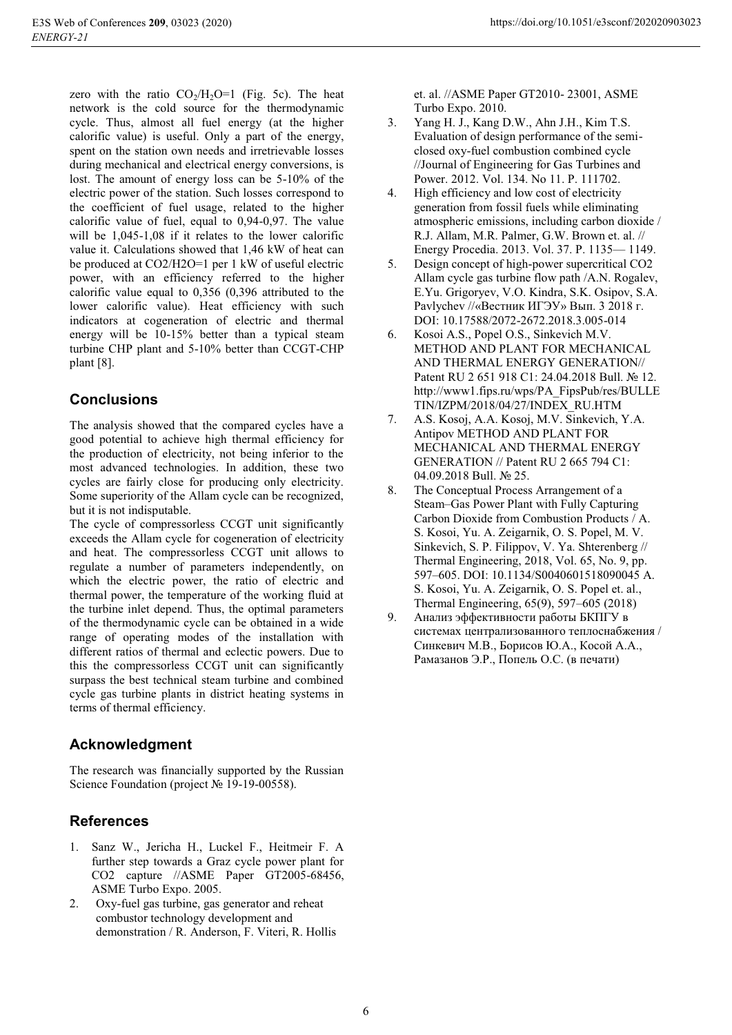zero with the ratio $CO_2/H_2O=1$ (Fig. 5c). The heat network is the cold source for the thermodynamic cycle. Thus, almost all fuel energy (at the higher calorific value) is useful. Only a part of the energy, spent on the station own needs and irretrievable losses during mechanical and electrical energy conversions, is lost. The amount of energy loss can be 5-10% of the electric power of the station. Such losses correspond to the coefficient of fuel usage, related to the higher calorific value of fuel, equal to 0,94-0,97. The value will be 1,045-1,08 if it relates to the lower calorific value it. Calculations showed that 1,46 kW of heat can be produced at $CO2/H2O=1$ per 1 kW of useful electric power, with an efficiency referred to the higher calorific value equal to 0,356 (0,396 attributed to the lower calorific value). Heat efficiency with such indicators at cogeneration of electric and thermal energy will be 10-15% better than a typical steam turbine CHP plant and 5-10% better than CCGT-CHP plant [8].

## Conclusions

The analysis showed that the compared cycles have a good potential to achieve high thermal efficiency for the production of electricity, not being inferior to the most advanced technologies. In addition, these two cycles are fairly close for producing only electricity. Some superiority of the Allam cycle can be recognized, but it is not indisputable.

The cycle of compressorless CCGT unit significantly exceeds the Allam cycle for cogeneration of electricity and heat. The compressorless CCGT unit allows to regulate a number of parameters independently, on which the electric power, the ratio of electric and thermal power, the temperature of the working fluid at the turbine inlet depend. Thus, the optimal parameters of the thermodynamic cycle can be obtained in a wide range of operating modes of the installation with different ratios of thermal and eclectic powers. Due to this the compressorless CCGT unit can significantly surpass the best technical steam turbine and combined cycle gas turbine plants in district heating systems in terms of thermal efficiency.

## Acknowledgment

The research was financially supported by the Russian Science Foundation (project № 19-19-00558).

## References

1. Sanz W., Jericha H., Luckel F., Heitmeir F. A further step towards a Graz cycle power plant for CO2 capture //ASME Paper GT2005-68456, ASME Turbo Expo. 2005.
2. Oxy-fuel gas turbine, gas generator and reheat combustor technology development and demonstration / R. Anderson, F. Viteri, R. Hollis et. al. //ASME Paper GT2010- 23001, ASME Turbo Expo. 2010.
3. Yang H. J., Kang D.W., Ahn J.H., Kim T.S. Evaluation of design performance of the semi-closed oxy-fuel combustion combined cycle //Journal of Engineering for Gas Turbines and Power. 2012. Vol. 134. No 11. P. 111702.
4. High efficiency and low cost of electricity generation from fossil fuels while eliminating atmospheric emissions, including carbon dioxide / R.J. Allam, M.R. Palmer, G.W. Brown et. al. // Energy Procedia. 2013. Vol. 37. P. 1135— 1149.
5. Design concept of high-power supercritical CO2 Allam cycle gas turbine flow path /A.N. Rogalev, E.Yu. Grigoryev, V.O. Kindra, S.K. Osipov, S.A. Pavlychev //«Вестник ИГЭУ» Вып. 3 2018 г. DOI: 10.17588/2072-2672.2018.3.005-014
6. Kosoi A.S., Popel O.S., Sinkevich M.V. METHOD AND PLANT FOR MECHANICAL AND THERMAL ENERGY GENERATION// Patent RU 2 651 918 C1: 24.04.2018 Bull. № 12. http://www1.fips.ru/wps/PA_FipsPub/res/BULLETIN/IZPM/2018/04/27/INDEX_RU.HTM
7. A.S. Kosoj, A.A. Kosoj, M.V. Sinkevich, Y.A. Antipov METHOD AND PLANT FOR MECHANICAL AND THERMAL ENERGY GENERATION // Patent RU 2 665 794 C1: 04.09.2018 Bull. № 25.
8. The Conceptual Process Arrangement of a Steam–Gas Power Plant with Fully Capturing Carbon Dioxide from Combustion Products / A. S. Kosoi, Yu. A. Zeigarnik, O. S. Popel, M. V. Sinkevich, S. P. Filippov, V. Ya. Shterenberg // Thermal Engineering, 2018, Vol. 65, No. 9, pp. 597–605. DOI: 10.1134/S0040601518090045 A. S. Kosoi, Yu. A. Zeigarnik, O. S. Popel et. al., Thermal Engineering, 65(9), 597–605 (2018)
9. Анализ эффективности работы БКПГУ в системах централизованного теплоснабжения / Синкевич М.В., Борисов Ю.А., Косой А.А., Рамазанов Э.Р., Попель О.С. (в печати)